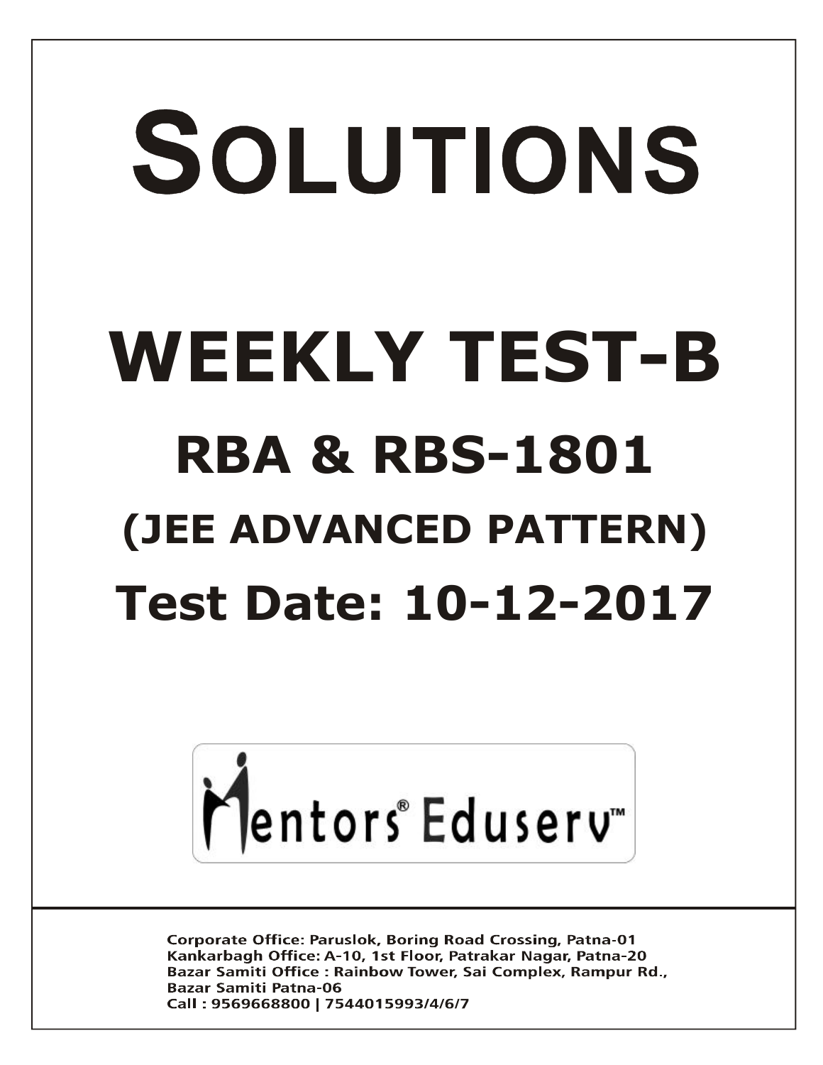# SOLUTIONS

# WEEKLY TEST-B

## RBA & RBS-1801

## (JEE ADVANCED PATTERN)

## Test Date: 10-12-2017

Mentors® Eduserv™

Corporate Office: Paruslok, Boring Road Crossing, Patna-01
Kankarbagh Office: A-10, 1st Floor, Patrakar Nagar, Patna-20
Bazar Samiti Office : Rainbow Tower, Sai Complex, Rampur Rd., Bazar Samiti Patna-06
Call : 9569668800 | 7544015993/4/6/7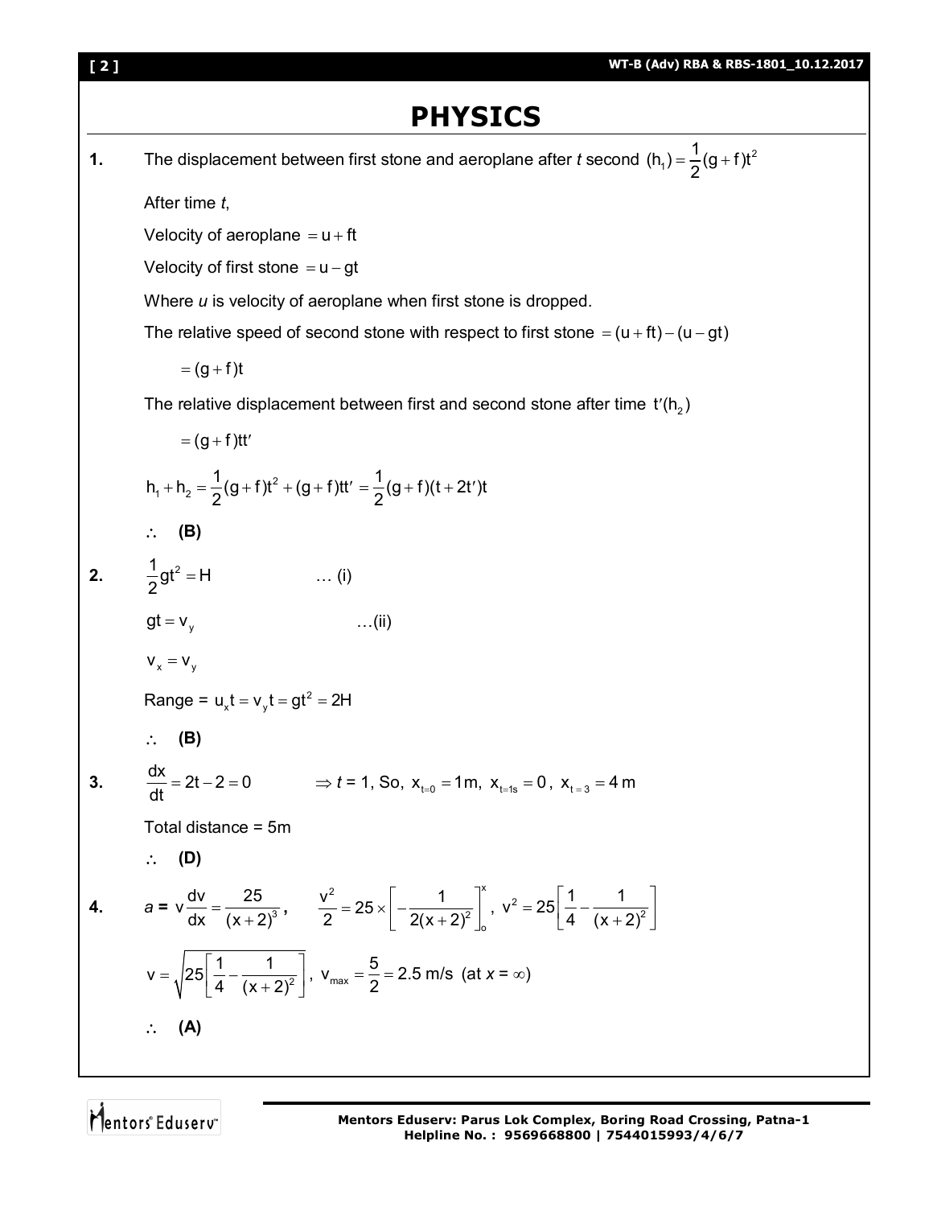# PHYSICS

**1.** The displacement between first stone and aeroplane after *t* second $(h_1) = \frac{1}{2}(g+f)t^2$

After time *t*,

Velocity of aeroplane $= u + ft$

Velocity of first stone $= u - gt$

Where *u* is velocity of aeroplane when first stone is dropped.

The relative speed of second stone with respect to first stone $= (u+ft) - (u-gt)$

$= (g+f)t$

The relative displacement between first and second stone after time $t'(h_2)$

$= (g+f)tt'$

$$h_1 + h_2 = \frac{1}{2}(g+f)t^2 + (g+f)tt' = \frac{1}{2}(g+f)(t+2t')t$$

$\therefore$ **(B)**

**2.** $\frac{1}{2}gt^2 = H$ … (i)

$gt = v_y$ …(ii)

$v_x = v_y$

Range = $u_x t = v_y t = gt^2 = 2H$

$\therefore$ **(B)**

**3.** $\frac{dx}{dt} = 2t - 2 = 0$ $\Rightarrow$ *t* = 1, So, $x_{t=0} = 1\text{m}$, $x_{t=1s} = 0$, $x_{t=3} = 4\text{ m}$

Total distance = 5m

$\therefore$ **(D)**

**4.** $a = v\frac{dv}{dx} = \frac{25}{(x+2)^3}$, $\frac{v^2}{2} = 25 \times \left[-\frac{1}{2(x+2)^2}\right]_0^x$, $v^2 = 25\left[\frac{1}{4} - \frac{1}{(x+2)^2}\right]$

$v = \sqrt{25\left[\frac{1}{4} - \frac{1}{(x+2)^2}\right]}$, $v_{max} = \frac{5}{2} = 2.5$ m/s (at $x = \infty$)

$\therefore$ **(A)**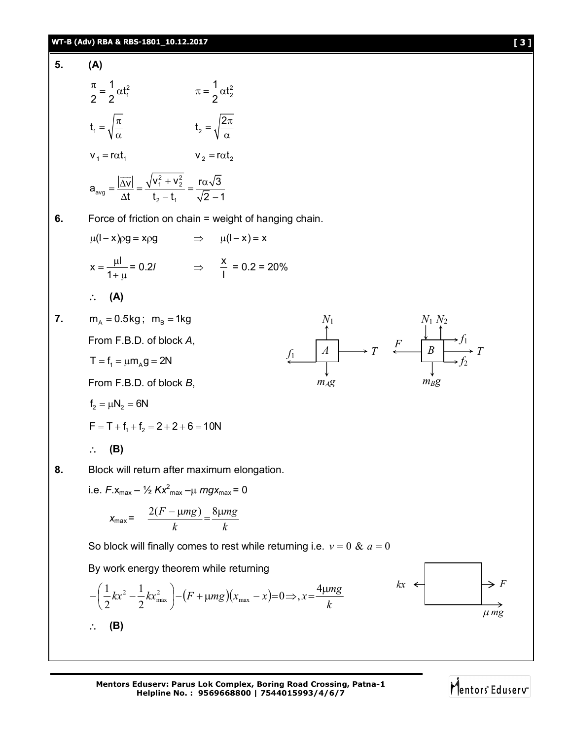**5.** **(A)**

$$\frac{\pi}{2} = \frac{1}{2}\alpha t_1^2 \qquad \pi = \frac{1}{2}\alpha t_2^2$$

$$t_1 = \sqrt{\frac{\pi}{\alpha}} \qquad t_2 = \sqrt{\frac{2\pi}{\alpha}}$$

$$v_1 = r\alpha t_1 \qquad v_2 = r\alpha t_2$$

$$a_{avg} = \frac{|\overrightarrow{\Delta v}|}{\Delta t} = \frac{\sqrt{v_1^2 + v_2^2}}{t_2 - t_1} = \frac{r\alpha\sqrt{3}}{\sqrt{2} - 1}$$

**6.** Force of friction on chain = weight of hanging chain.

$$\mu(l - x)\rho g = x\rho g \qquad \Rightarrow \qquad \mu(l - x) = x$$

$$x = \frac{\mu l}{1 + \mu} = 0.2l \qquad \Rightarrow \qquad \frac{x}{l} = 0.2 = 20\%$$

$\therefore$ **(A)**

**7.** $m_A = 0.5\text{kg}$ ; $m_B = 1\text{kg}$

From F.B.D. of block *A*,

$$T = f_1 = \mu m_A g = 2\text{N}$$

From F.B.D. of block *B*,

$$f_2 = \mu N_2 = 6\text{N}$$

$$F = T + f_1 + f_2 = 2 + 2 + 6 = 10\text{N}$$

$\therefore$ **(B)**

**8.** Block will return after maximum elongation.

i.e. $F.x_{max} - \frac{1}{2} Kx^2_{max} - \mu\, mgx_{max} = 0$

$$x_{max} = \frac{2(F - \mu mg)}{k} = \frac{8\mu mg}{k}$$

So block will finally comes to rest while returning i.e. $v = 0$ & $a = 0$

By work energy theorem while returning

$$-\left(\frac{1}{2}kx^2 - \frac{1}{2}kx_{max}^2\right) - (F + \mu mg)(x_{max} - x) = 0 \Rightarrow, x = \frac{4\mu mg}{k}$$

$\therefore$ **(B)**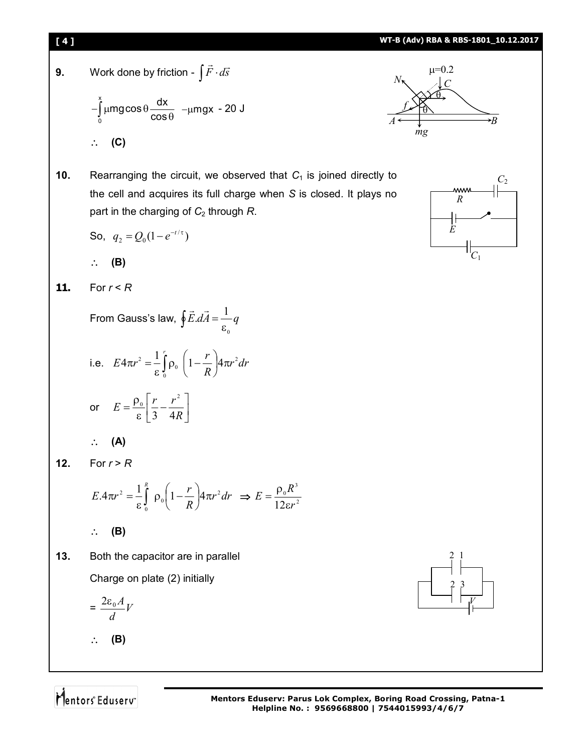**9.** Work done by friction - $\int \vec{F} \cdot d\vec{s}$

$$-\int_0^x \mu mg\cos\theta \frac{dx}{\cos\theta} \;\; -\mu mgx \;\text{- 20 J}$$

$\therefore$ **(C)**

**10.** Rearranging the circuit, we observed that $C_1$ is joined directly to the cell and acquires its full charge when *S* is closed. It plays no part in the charging of $C_2$ through *R*.

So, $q_2 = Q_0(1 - e^{-t/\tau})$

$\therefore$ **(B)**

**11.** For $r < R$

From Gauss's law, $\oint \vec{E}.d\vec{A} = \frac{1}{\varepsilon_0} q$

i.e. $E 4\pi r^2 = \frac{1}{\varepsilon}\int_0^r \rho_0 \left(1 - \frac{r}{R}\right) 4\pi r^2 dr$

or $E = \frac{\rho_0}{\varepsilon}\left[\frac{r}{3} - \frac{r^2}{4R}\right]$

$\therefore$ **(A)**

**12.** For $r > R$

$$E.4\pi r^2 = \frac{1}{\varepsilon}\int_0^R \rho_0 \left(1 - \frac{r}{R}\right) 4\pi r^2 dr \;\Rightarrow\; E = \frac{\rho_0 R^3}{12\varepsilon r^2}$$

$\therefore$ **(B)**

**13.** Both the capacitor are in parallel

Charge on plate (2) initially

$= \frac{2\varepsilon_0 A}{d} V$

$\therefore$ **(B)**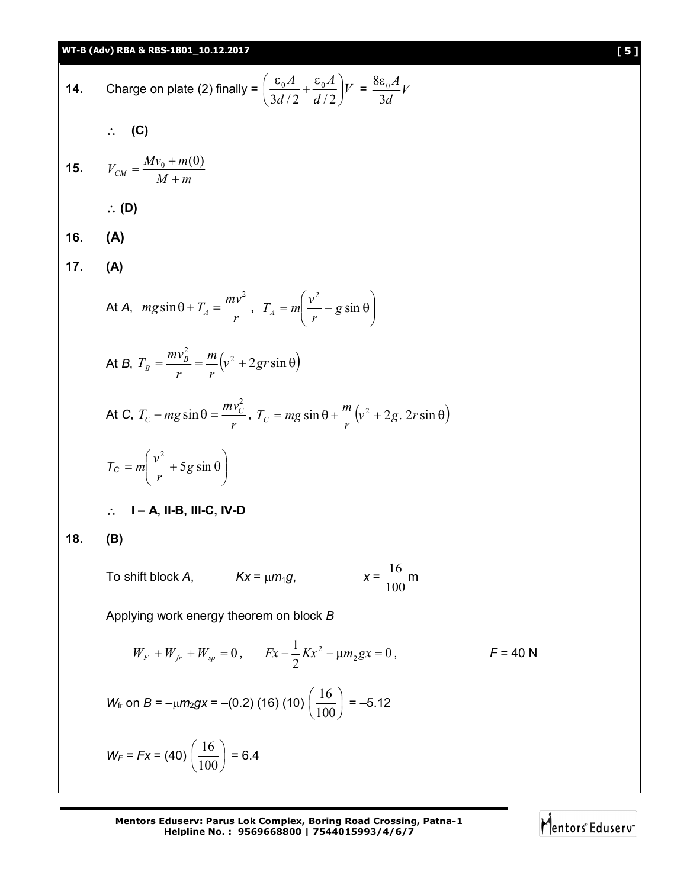**14.** Charge on plate (2) finally = $\left(\frac{\varepsilon_0 A}{3d/2}+\frac{\varepsilon_0 A}{d/2}\right)V$ = $\frac{8\varepsilon_0 A}{3d}V$

$\therefore$ **(C)**

**15.** $V_{CM}=\frac{Mv_0+m(0)}{M+m}$

$\therefore$ **(D)**

**16.** **(A)**

**17.** **(A)**

At *A*, $mg\sin\theta+T_A=\frac{mv^2}{r}$, $T_A=m\left(\frac{v^2}{r}-g\sin\theta\right)$

At *B*, $T_B=\frac{mv_B^2}{r}=\frac{m}{r}\left(v^2+2gr\sin\theta\right)$

At *C*, $T_C-mg\sin\theta=\frac{mv_C^2}{r}$, $T_C=mg\sin\theta+\frac{m}{r}\left(v^2+2g.\,2r\sin\theta\right)$

$T_C=m\left(\frac{v^2}{r}+5g\sin\theta\right)$

$\therefore$ **I – A, II-B, III-C, IV-D**

**18.** **(B)**

To shift block *A*, $Kx=\mu m_1 g$, $x=\frac{16}{100}$ m

Applying work energy theorem on block *B*

$W_F+W_{fr}+W_{sp}=0$, $Fx-\frac{1}{2}Kx^2-\mu m_2 gx=0$, $F$ = 40 N

$W_{fr}$ on $B=-\mu m_2 gx=-(0.2)(16)(10)\left(\frac{16}{100}\right)=-5.12$

$W_F=Fx=(40)\left(\frac{16}{100}\right)=6.4$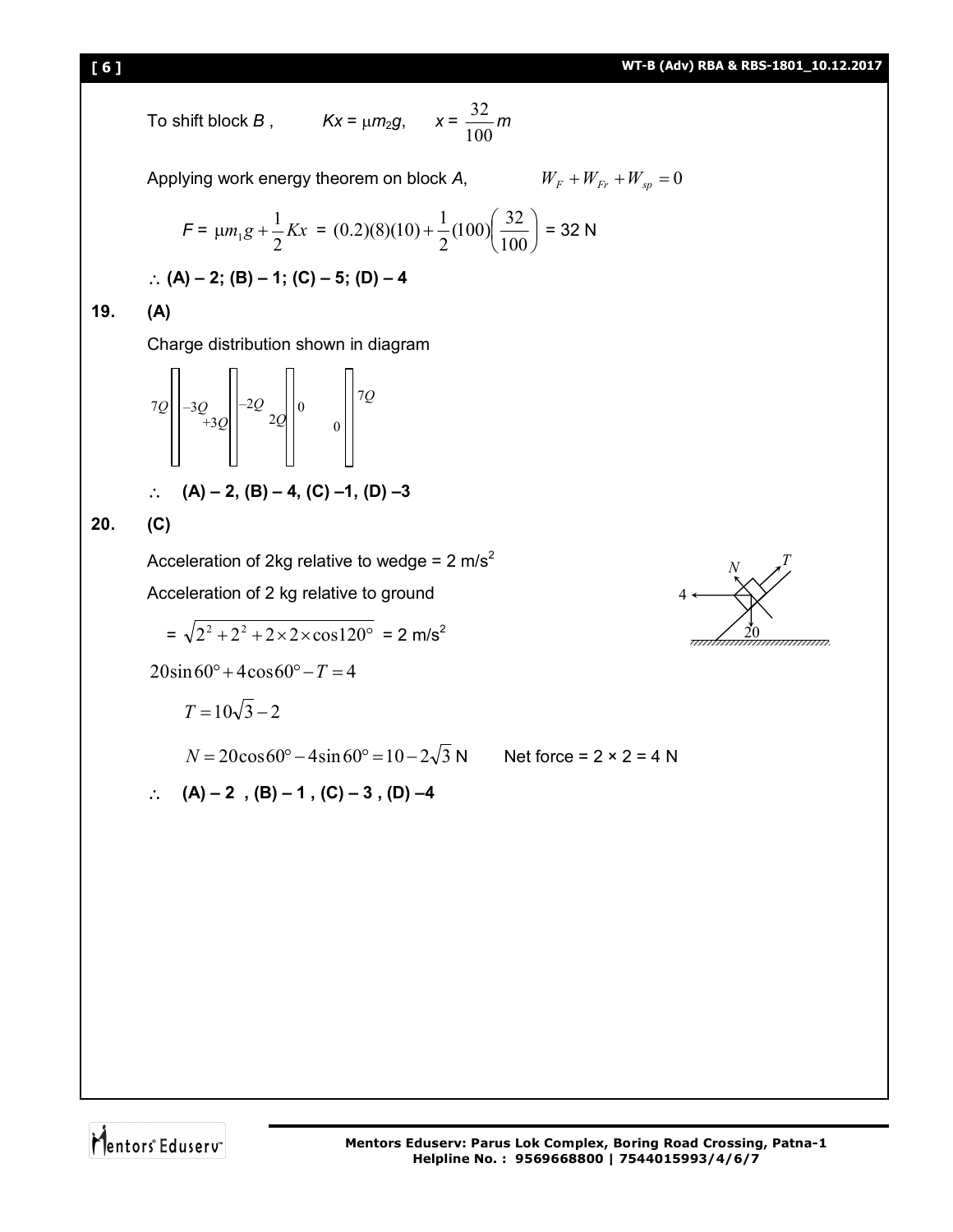To shift block $B$ ,  $Kx = \mu m_2 g$,  $x = \frac{32}{100} m$

Applying work energy theorem on block $A$,  $W_F + W_{Fr} + W_{sp} = 0$

$$F = \mu m_1 g + \frac{1}{2}Kx = (0.2)(8)(10) + \frac{1}{2}(100)\left(\frac{32}{100}\right) = 32 \text{ N}$$

$\therefore$ **(A) – 2; (B) – 1; (C) – 5; (D) – 4**

**19. (A)**

Charge distribution shown in diagram

7Q | –3Q, +3Q | –2Q, 2Q | 0, 0 | 7Q

$\therefore$ **(A) – 2, (B) – 4, (C) –1, (D) –3**

**20. (C)**

Acceleration of 2kg relative to wedge = 2 m/s$^2$

Acceleration of 2 kg relative to ground

$= \sqrt{2^2 + 2^2 + 2 \times 2 \times \cos 120^\circ}$ = 2 m/s$^2$

$20\sin 60^\circ + 4\cos 60^\circ - T = 4$

$T = 10\sqrt{3} - 2$

$N = 20\cos 60^\circ - 4\sin 60^\circ = 10 - 2\sqrt{3}$ N  Net force = 2 × 2 = 4 N

$\therefore$ **(A) – 2 , (B) – 1 , (C) – 3 , (D) –4**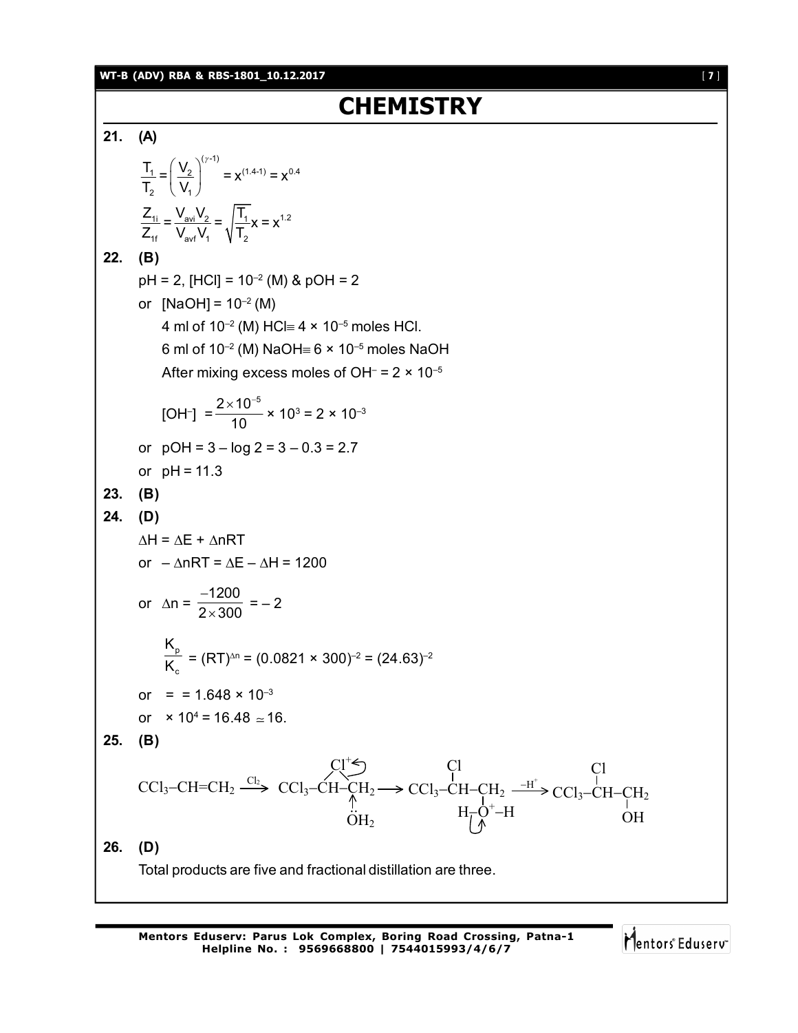# CHEMISTRY

**21. (A)**

$$\frac{T_1}{T_2} = \left(\frac{V_2}{V_1}\right)^{(\gamma-1)} = x^{(1.4-1)} = x^{0.4}$$

$$\frac{Z_{1i}}{Z_{1f}} = \frac{V_{avi}V_2}{V_{avf}V_1} = \sqrt{\frac{T_1}{T_2}}x = x^{1.2}$$

**22. (B)**

pH = 2, [HCl] = $10^{-2}$ (M) & pOH = 2

or [NaOH] = $10^{-2}$ (M)

4 ml of $10^{-2}$ (M) HCl $\equiv 4 \times 10^{-5}$ moles HCl.

6 ml of $10^{-2}$ (M) NaOH $\equiv 6 \times 10^{-5}$ moles NaOH

After mixing excess moles of $OH^-$ = $2 \times 10^{-5}$

$$[OH^-] = \frac{2 \times 10^{-5}}{10} \times 10^3 = 2 \times 10^{-3}$$

or pOH = 3 – log 2 = 3 – 0.3 = 2.7

or pH = 11.3

**23. (B)**

**24. (D)**

$\Delta H = \Delta E + \Delta nRT$

or $-\Delta nRT = \Delta E - \Delta H = 1200$

or $\Delta n = \frac{-1200}{2 \times 300} = -2$

$$\frac{K_p}{K_c} = (RT)^{\Delta n} = (0.0821 \times 300)^{-2} = (24.63)^{-2}$$

or = = $1.648 \times 10^{-3}$

or $\times 10^4 = 16.48 \simeq 16.$

**25. (B)**

$$CCl_3{-}CH{=}CH_2 \xrightarrow{Cl_2} CCl_3{-}\underset{\uparrow\ddot{O}H_2}{CH}{-}CH_2 \text{ (bridged } Cl^+\text{)} \longrightarrow CCl_3{-}\overset{Cl}{CH}{-}\underset{H{-}\overset{+}{O}{-}H}{CH_2} \xrightarrow{-H^+} CCl_3{-}\overset{Cl}{CH}{-}\underset{OH}{CH_2}$$

**26. (D)**

Total products are five and fractional distillation are three.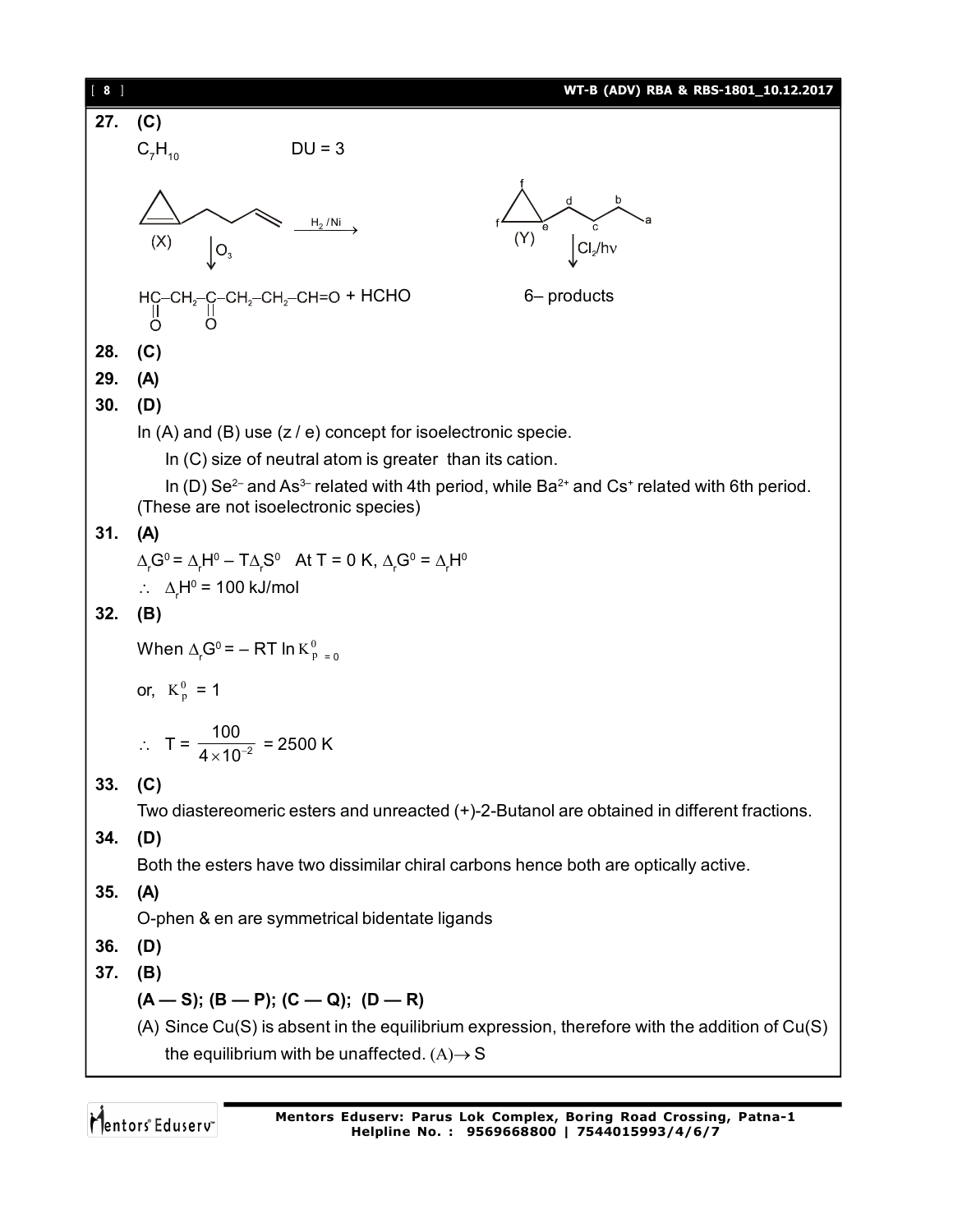**27. (C)**

$C_7H_{10}$ DU = 3

(X) $\xrightarrow{H_2/Ni}$ (Y)

(X) $\downarrow O_3$

$HC{-}CH_2{-}C{-}CH_2{-}CH_2{-}CH{=}O$ + HCHO (with C=O at first two carbons: $\underset{O}{\overset{}{\|}}$)

(Y) $\downarrow Cl_2/h\nu$

6– products

**28. (C)**

**29. (A)**

**30. (D)**

In (A) and (B) use (z / e) concept for isoelectronic specie.

In (C) size of neutral atom is greater than its cation.

In (D) $Se^{2-}$ and $As^{3-}$ related with 4th period, while $Ba^{2+}$ and $Cs^{+}$ related with 6th period. (These are not isoelectronic species)

**31. (A)**

$\Delta_rG^0 = \Delta_rH^0 - T\Delta_rS^0$ At T = 0 K, $\Delta_rG^0 = \Delta_rH^0$

$\therefore \Delta_rH^0 = 100$ kJ/mol

**32. (B)**

When $\Delta_rG^0 = -RT \ln K_p^0 = 0$

or, $K_p^0 = 1$

$\therefore T = \dfrac{100}{4 \times 10^{-2}} = 2500$ K

**33. (C)**

Two diastereomeric esters and unreacted (+)-2-Butanol are obtained in different fractions.

**34. (D)**

Both the esters have two dissimilar chiral carbons hence both are optically active.

**35. (A)**

O-phen & en are symmetrical bidentate ligands

**36. (D)**

**37. (B)**

**(A — S); (B — P); (C — Q); (D — R)**

(A) Since Cu(S) is absent in the equilibrium expression, therefore with the addition of Cu(S) the equilibrium with be unaffected. $(A) \rightarrow S$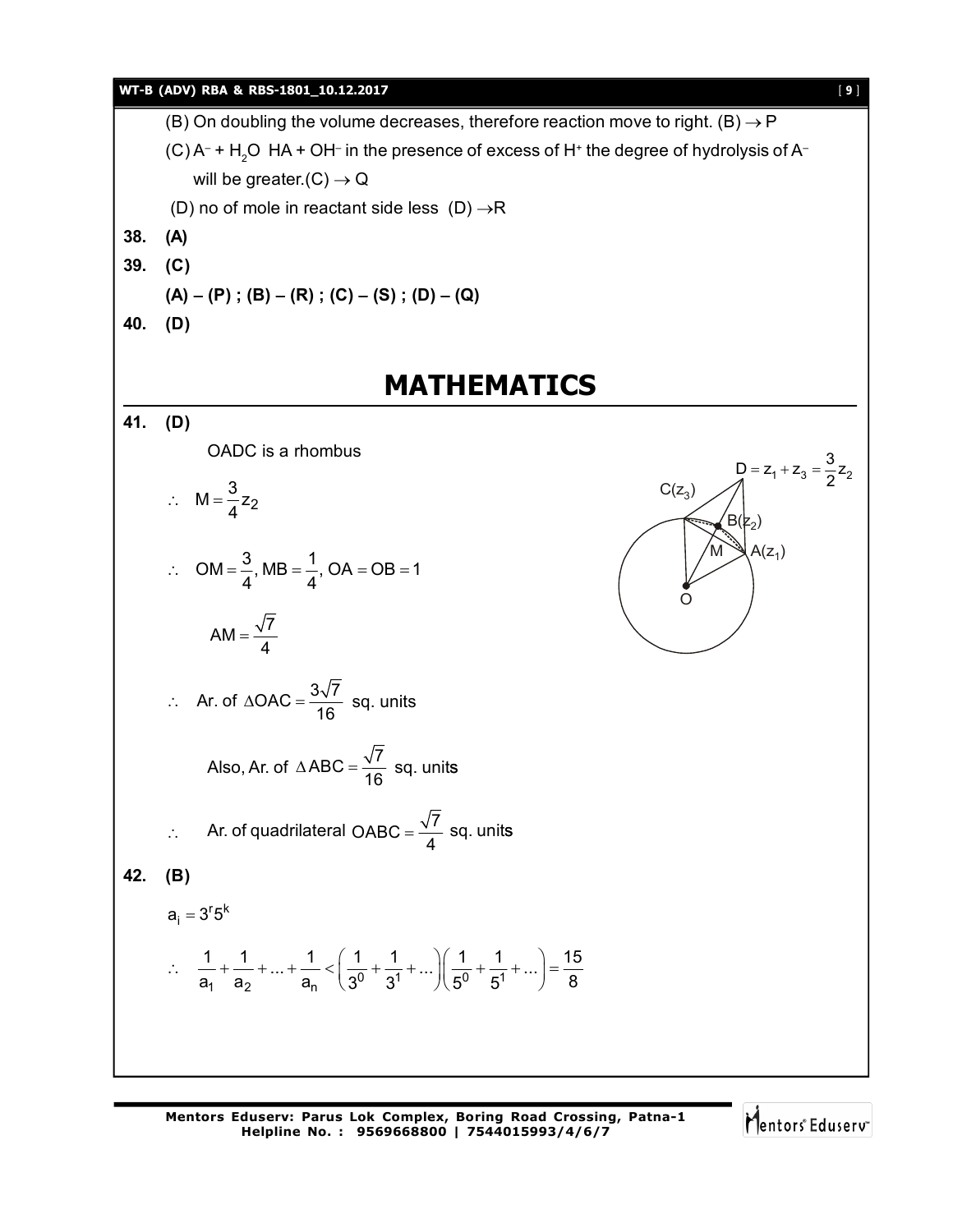(B) On doubling the volume decreases, therefore reaction move to right. (B) → P

(C) $A^- + H_2O$ HA + $OH^-$ in the presence of excess of $H^+$ the degree of hydrolysis of $A^-$ will be greater.(C) → Q

(D) no of mole in reactant side less (D) →R

**38. (A)**

**39. (C)**

**(A) – (P) ; (B) – (R) ; (C) – (S) ; (D) – (Q)**

**40. (D)**

# MATHEMATICS

**41. (D)**

OADC is a rhombus

$\therefore \quad M = \frac{3}{4}z_2$

$\therefore \quad OM = \frac{3}{4}, MB = \frac{1}{4}, OA = OB = 1$

$AM = \frac{\sqrt{7}}{4}$

$\therefore \quad$ Ar. of $\Delta OAC = \frac{3\sqrt{7}}{16}$ sq. units

Also, Ar. of $\Delta ABC = \frac{\sqrt{7}}{16}$ sq. units

$\therefore \quad$ Ar. of quadrilateral $OABC = \frac{\sqrt{7}}{4}$ sq. units

$D = z_1 + z_3 = \frac{3}{2}z_2$

$C(z_3)$, $B(z_2)$, $A(z_1)$, M, O

**42. (B)**

$a_i = 3^r 5^k$

$$\therefore \quad \frac{1}{a_1} + \frac{1}{a_2} + ... + \frac{1}{a_n} < \left(\frac{1}{3^0} + \frac{1}{3^1} + ...\right)\left(\frac{1}{5^0} + \frac{1}{5^1} + ...\right) = \frac{15}{8}$$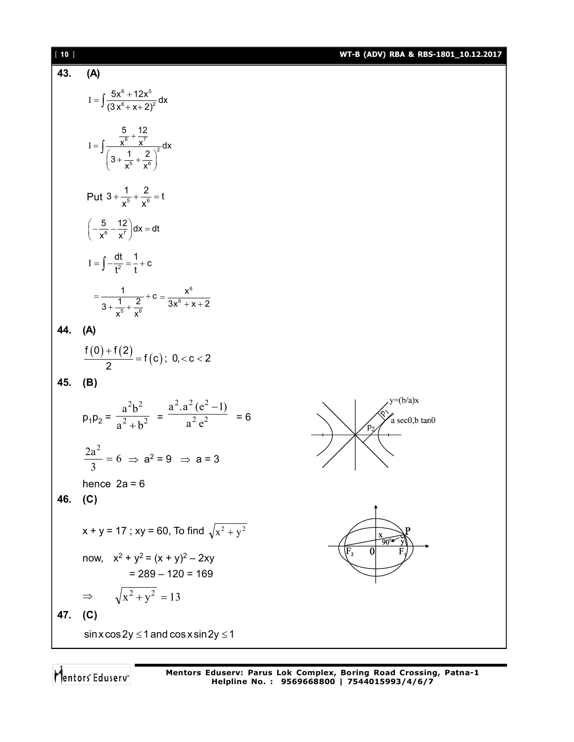**43. (A)**

$$I = \int \frac{5x^6 + 12x^5}{(3x^6 + x + 2)^2} dx$$

$$I = \int \frac{\frac{5}{x^6} + \frac{12}{x^7}}{\left(3 + \frac{1}{x^5} + \frac{2}{x^6}\right)^2} dx$$

Put $3 + \frac{1}{x^5} + \frac{2}{x^6} = t$

$$\left(-\frac{5}{x^6} - \frac{12}{x^7}\right) dx = dt$$

$$I = \int -\frac{dt}{t^2} = \frac{1}{t} + c$$

$$= \frac{1}{3 + \frac{1}{x^5} + \frac{2}{x^6}} + c = \frac{x^6}{3x^6 + x + 2}$$

**44. (A)**

$$\frac{f(0) + f(2)}{2} = f(c);\ 0, < c < 2$$

**45. (B)**

$$p_1 p_2 = \frac{a^2 b^2}{a^2 + b^2} = \frac{a^2 . a^2 (e^2 - 1)}{a^2 e^2} = 6$$

$$\frac{2a^2}{3} = 6 \Rightarrow a^2 = 9 \Rightarrow a = 3$$

hence $2a = 6$

**46. (C)**

$x + y = 17$ ; $xy = 60$, To find $\sqrt{x^2 + y^2}$

now, $x^2 + y^2 = (x + y)^2 - 2xy$

$= 289 - 120 = 169$

$$\Rightarrow \quad \sqrt{x^2 + y^2} = 13$$

**47. (C)**

$\sin x \cos 2y \le 1$ and $\cos x \sin 2y \le 1$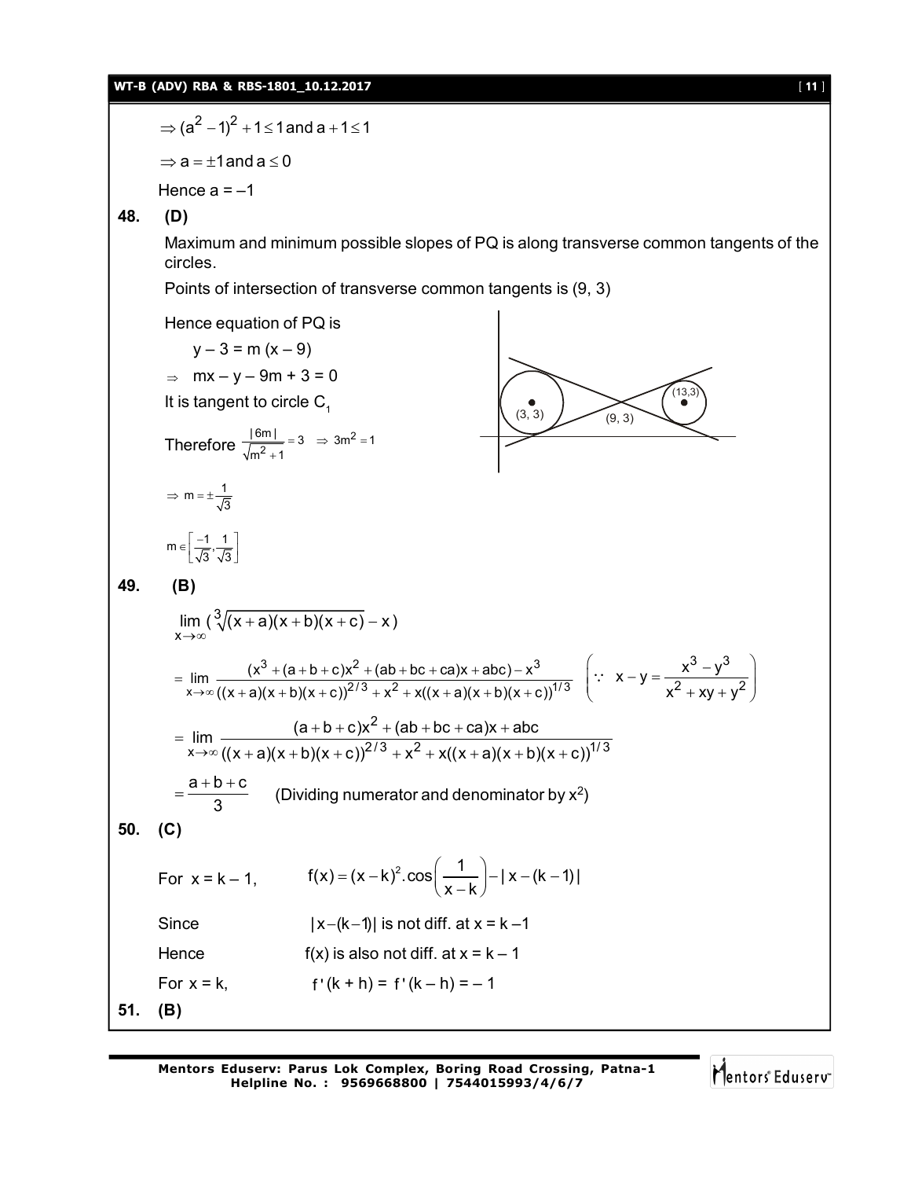$\Rightarrow (a^2 - 1)^2 + 1 \leq 1 \text{ and } a + 1 \leq 1$

$\Rightarrow a = \pm 1 \text{ and } a \leq 0$

Hence a = –1

**48. (D)**

Maximum and minimum possible slopes of PQ is along transverse common tangents of the circles.

Points of intersection of transverse common tangents is (9, 3)

Hence equation of PQ is

$y - 3 = m(x - 9)$

$\Rightarrow \quad mx - y - 9m + 3 = 0$

It is tangent to circle $C_1$

Therefore $\frac{|6m|}{\sqrt{m^2+1}} = 3 \quad \Rightarrow \; 3m^2 = 1$

$\Rightarrow \; m = \pm \frac{1}{\sqrt{3}}$

$m \in \left[\frac{-1}{\sqrt{3}}, \frac{1}{\sqrt{3}}\right]$

**49. (B)**

$$\lim_{x \to \infty} \left( \sqrt[3]{(x+a)(x+b)(x+c)} - x \right)$$

$$= \lim_{x \to \infty} \frac{(x^3 + (a+b+c)x^2 + (ab+bc+ca)x + abc) - x^3}{((x+a)(x+b)(x+c))^{2/3} + x^2 + x((x+a)(x+b)(x+c))^{1/3}} \quad \left( \because \; x - y = \frac{x^3 - y^3}{x^2 + xy + y^2} \right)$$

$$= \lim_{x \to \infty} \frac{(a+b+c)x^2 + (ab+bc+ca)x + abc}{((x+a)(x+b)(x+c))^{2/3} + x^2 + x((x+a)(x+b)(x+c))^{1/3}}$$

$$= \frac{a+b+c}{3} \quad \text{(Dividing numerator and denominator by } x^2\text{)}$$

**50. (C)**

For $x = k - 1$, $\quad f(x) = (x-k)^2 . \cos\left(\frac{1}{x-k}\right) - |x - (k-1)|$

Since $\quad |x-(k-1)|$ is not diff. at $x = k - 1$

Hence $\quad f(x)$ is also not diff. at $x = k - 1$

For $x = k$, $\quad f'(k + h) = f'(k - h) = -1$

**51. (B)**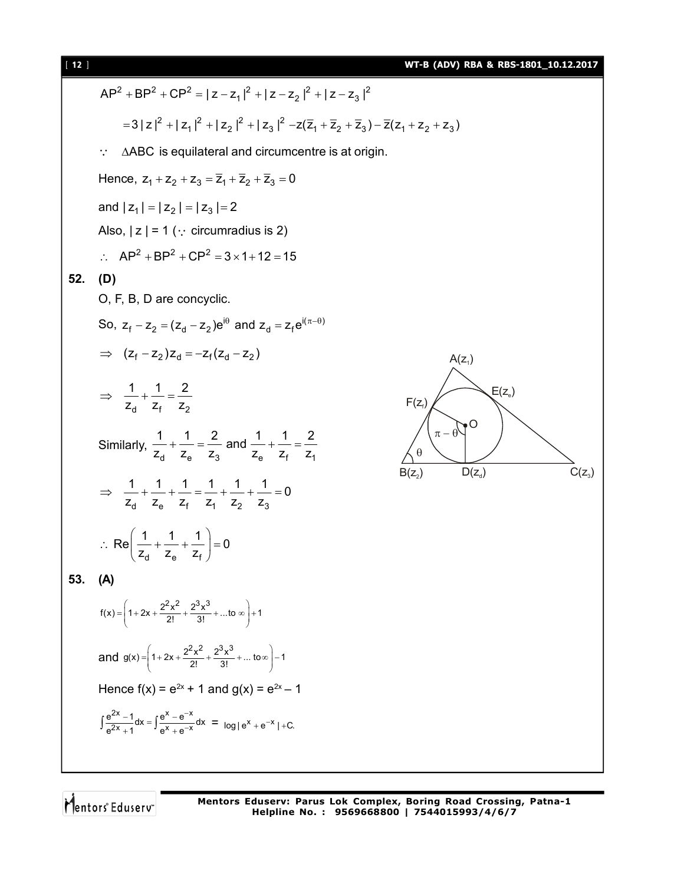$$AP^2 + BP^2 + CP^2 = |z - z_1|^2 + |z - z_2|^2 + |z - z_3|^2$$

$$= 3|z|^2 + |z_1|^2 + |z_2|^2 + |z_3|^2 - z(\bar{z}_1 + \bar{z}_2 + \bar{z}_3) - \bar{z}(z_1 + z_2 + z_3)$$

$\because$ $\Delta ABC$ is equilateral and circumcentre is at origin.

Hence, $z_1 + z_2 + z_3 = \bar{z}_1 + \bar{z}_2 + \bar{z}_3 = 0$

and $|z_1| = |z_2| = |z_3| = 2$

Also, $|z| = 1$ ($\because$ circumradius is 2)

$\therefore$ $AP^2 + BP^2 + CP^2 = 3 \times 1 + 12 = 15$

**52. (D)**

O, F, B, D are concyclic.

So, $z_f - z_2 = (z_d - z_2)e^{i\theta}$ and $z_d = z_f e^{i(\pi - \theta)}$

$\Rightarrow$ $(z_f - z_2)z_d = -z_f(z_d - z_2)$

$\Rightarrow$ $\dfrac{1}{z_d} + \dfrac{1}{z_f} = \dfrac{2}{z_2}$

Similarly, $\dfrac{1}{z_d} + \dfrac{1}{z_e} = \dfrac{2}{z_3}$ and $\dfrac{1}{z_e} + \dfrac{1}{z_f} = \dfrac{2}{z_1}$

$\Rightarrow$ $\dfrac{1}{z_d} + \dfrac{1}{z_e} + \dfrac{1}{z_f} = \dfrac{1}{z_1} + \dfrac{1}{z_2} + \dfrac{1}{z_3} = 0$

$\therefore$ $\text{Re}\left(\dfrac{1}{z_d} + \dfrac{1}{z_e} + \dfrac{1}{z_f}\right) = 0$

**53. (A)**

$$f(x) = \left(1 + 2x + \frac{2^2x^2}{2!} + \frac{2^3x^3}{3!} + \ldots \text{to } \infty\right) + 1$$

and $g(x) = \left(1 + 2x + \dfrac{2^2x^2}{2!} + \dfrac{2^3x^3}{3!} + \ldots \text{to} \infty\right) - 1$

Hence $f(x) = e^{2x} + 1$ and $g(x) = e^{2x} - 1$

$$\int \frac{e^{2x} - 1}{e^{2x} + 1} dx = \int \frac{e^x - e^{-x}}{e^x + e^{-x}} dx = \log|e^x + e^{-x}| + C.$$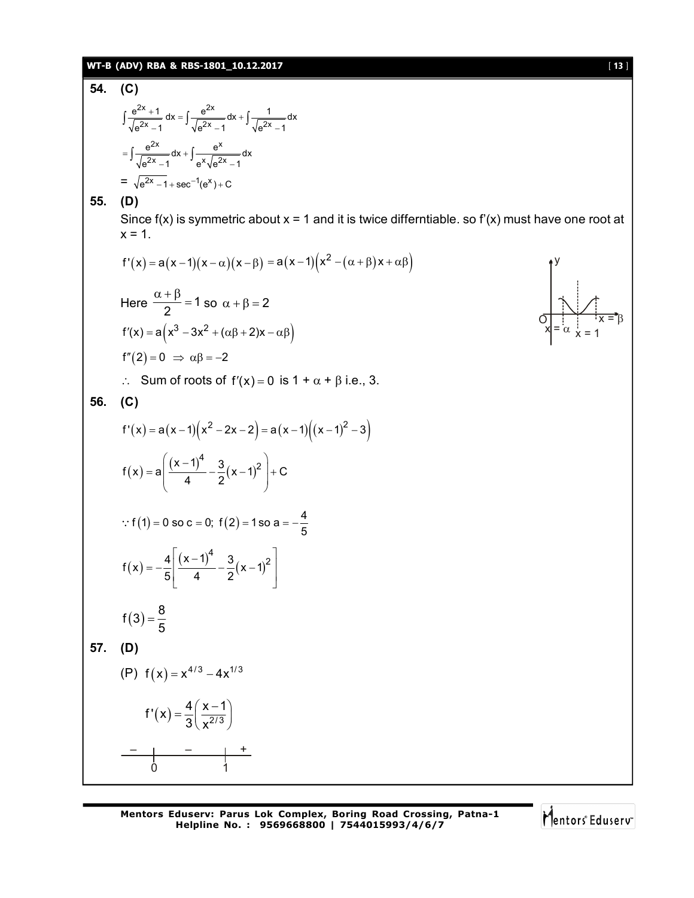**54. (C)**

$$\int \frac{e^{2x}+1}{\sqrt{e^{2x}-1}}\,dx = \int \frac{e^{2x}}{\sqrt{e^{2x}-1}}\,dx + \int \frac{1}{\sqrt{e^{2x}-1}}\,dx$$

$$= \int \frac{e^{2x}}{\sqrt{e^{2x}-1}}\,dx + \int \frac{e^{x}}{e^{x}\sqrt{e^{2x}-1}}\,dx$$

$$= \sqrt{e^{2x}-1} + \sec^{-1}(e^{x}) + C$$

**55. (D)**

Since f(x) is symmetric about x = 1 and it is twice differntiable. so f'(x) must have one root at x = 1.

$$f'(x) = a(x-1)(x-\alpha)(x-\beta) = a(x-1)\left(x^2-(\alpha+\beta)x+\alpha\beta\right)$$

Here $\frac{\alpha+\beta}{2} = 1$ so $\alpha+\beta = 2$

$$f'(x) = a\left(x^3 - 3x^2 + (\alpha\beta+2)x - \alpha\beta\right)$$

$$f''(2) = 0 \Rightarrow \alpha\beta = -2$$

$\therefore$ Sum of roots of $f'(x) = 0$ is $1 + \alpha + \beta$ i.e., 3.

**56. (C)**

$$f'(x) = a(x-1)\left(x^2-2x-2\right) = a(x-1)\left((x-1)^2-3\right)$$

$$f(x) = a\left(\frac{(x-1)^4}{4} - \frac{3}{2}(x-1)^2\right) + C$$

$\because f(1) = 0$ so $c = 0$; $f(2) = 1$ so $a = -\frac{4}{5}$

$$f(x) = -\frac{4}{5}\left[\frac{(x-1)^4}{4} - \frac{3}{2}(x-1)^2\right]$$

$$f(3) = \frac{8}{5}$$

**57. (D)**

(P) $f(x) = x^{4/3} - 4x^{1/3}$

$$f'(x) = \frac{4}{3}\left(\frac{x-1}{x^{2/3}}\right)$$

Sign of $f'(x)$: $-$ for $x < 0$; $-$ for $0 < x < 1$; $+$ for $x > 1$.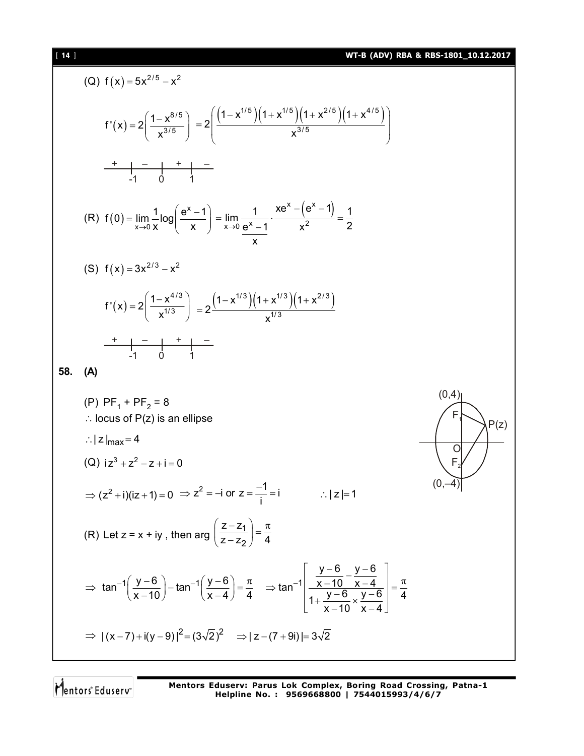(Q) $f(x) = 5x^{2/5} - x^2$

$$f'(x) = 2\left(\frac{1-x^{8/5}}{x^{3/5}}\right) = 2\left(\frac{\left(1-x^{1/5}\right)\left(1+x^{1/5}\right)\left(1+x^{2/5}\right)\left(1+x^{4/5}\right)}{x^{3/5}}\right)$$

Sign of $f'(x)$: $+$ on $(-\infty,-1)$, $-$ on $(-1,0)$, $+$ on $(0,1)$, $-$ on $(1,\infty)$

(R) $f(0) = \lim_{x\to 0} \frac{1}{x}\log\left(\frac{e^x-1}{x}\right) = \lim_{x\to 0} \frac{1}{\frac{e^x-1}{x}} \cdot \frac{xe^x - \left(e^x-1\right)}{x^2} = \frac{1}{2}$

(S) $f(x) = 3x^{2/3} - x^2$

$$f'(x) = 2\left(\frac{1-x^{4/3}}{x^{1/3}}\right) = 2\frac{\left(1-x^{1/3}\right)\left(1+x^{1/3}\right)\left(1+x^{2/3}\right)}{x^{1/3}}$$

Sign of $f'(x)$: $+$ on $(-\infty,-1)$, $-$ on $(-1,0)$, $+$ on $(0,1)$, $-$ on $(1,\infty)$

**58. (A)**

(P) $PF_1 + PF_2 = 8$

$\therefore$ locus of $P(z)$ is an ellipse

$\therefore |z|_{max} = 4$

(Q) $iz^3 + z^2 - z + i = 0$

$\Rightarrow (z^2+i)(iz+1) = 0 \Rightarrow z^2 = -i$ or $z = \frac{-1}{i} = i \qquad \therefore |z| = 1$

(R) Let $z = x + iy$ , then $\arg\left(\frac{z-z_1}{z-z_2}\right) = \frac{\pi}{4}$

$$\Rightarrow \tan^{-1}\left(\frac{y-6}{x-10}\right) - \tan^{-1}\left(\frac{y-6}{x-4}\right) = \frac{\pi}{4} \quad \Rightarrow \tan^{-1}\left[\frac{\frac{y-6}{x-10} - \frac{y-6}{x-4}}{1+\frac{y-6}{x-10}\times\frac{y-6}{x-4}}\right] = \frac{\pi}{4}$$

$$\Rightarrow |(x-7)+i(y-9)|^2 = (3\sqrt{2})^2 \quad \Rightarrow |z-(7+9i)| = 3\sqrt{2}$$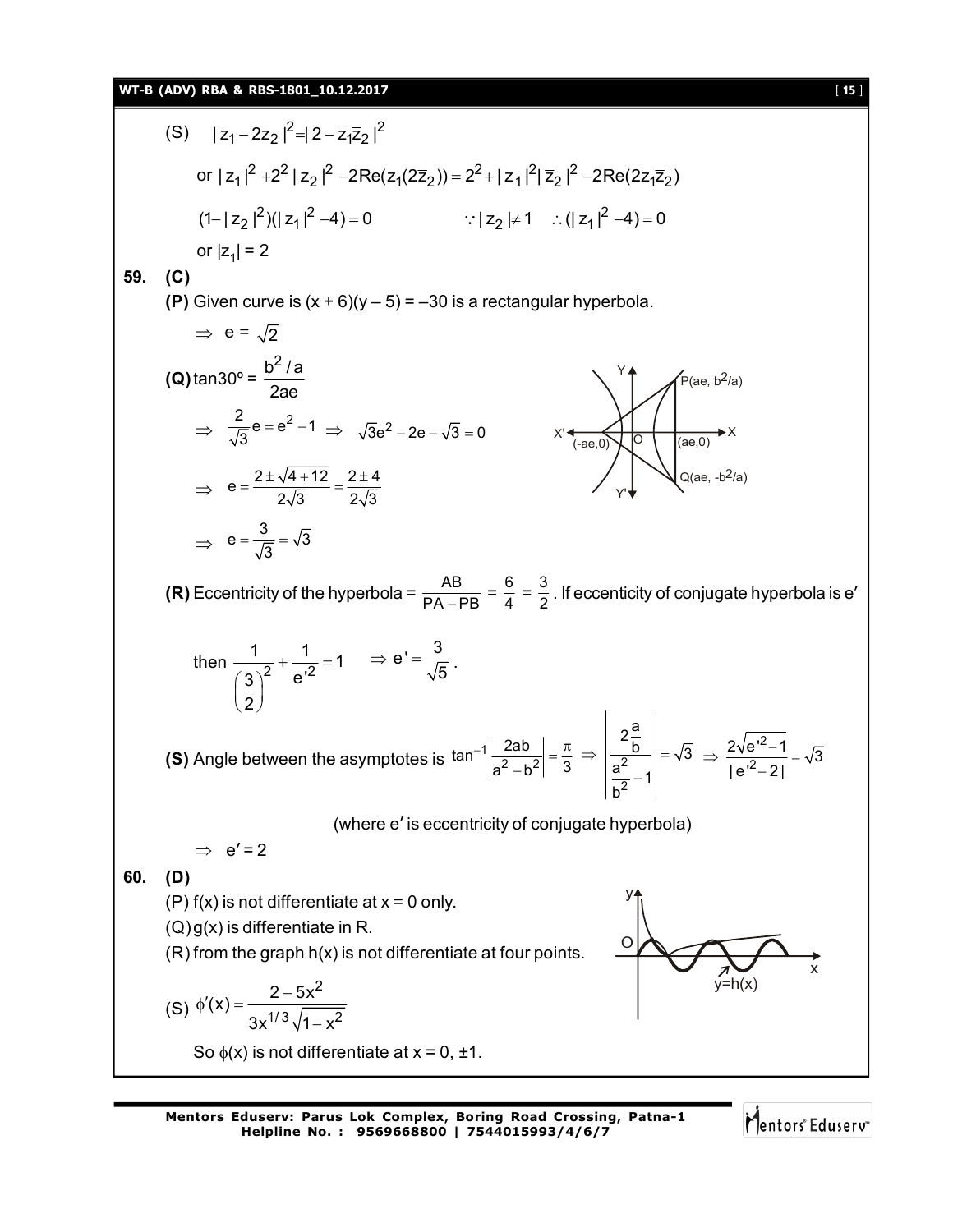(S) $|z_1 - 2z_2|^2 = |2 - z_1\bar{z}_2|^2$

or $|z_1|^2 + 2^2|z_2|^2 - 2\text{Re}(z_1(2\bar{z}_2)) = 2^2 + |z_1|^2|\bar{z}_2|^2 - 2\text{Re}(2z_1\bar{z}_2)$

$(1 - |z_2|^2)(|z_1|^2 - 4) = 0 \qquad \because |z_2| \neq 1 \quad \therefore (|z_1|^2 - 4) = 0$

or $|z_1| = 2$

**59. (C)**

**(P)** Given curve is $(x + 6)(y - 5) = -30$ is a rectangular hyperbola.

$\Rightarrow e = \sqrt{2}$

**(Q)** $\tan 30^\circ = \dfrac{b^2/a}{2ae}$

$\Rightarrow \dfrac{2}{\sqrt{3}}e = e^2 - 1 \Rightarrow \sqrt{3}e^2 - 2e - \sqrt{3} = 0$

$\Rightarrow e = \dfrac{2 \pm \sqrt{4+12}}{2\sqrt{3}} = \dfrac{2 \pm 4}{2\sqrt{3}}$

$\Rightarrow e = \dfrac{3}{\sqrt{3}} = \sqrt{3}$

Y
P(ae, b²/a)
X'
X
(-ae,0)
O
(ae,0)
Q(ae, -b²/a)
Y'

**(R)** Eccentricity of the hyperbola = $\dfrac{AB}{PA - PB} = \dfrac{6}{4} = \dfrac{3}{2}$. If eccentricity of conjugate hyperbola is $e'$

then $\dfrac{1}{\left(\frac{3}{2}\right)^2} + \dfrac{1}{e'^2} = 1 \quad \Rightarrow e' = \dfrac{3}{\sqrt{5}}$.

**(S)** Angle between the asymptotes is $\tan^{-1}\left|\dfrac{2ab}{a^2 - b^2}\right| = \dfrac{\pi}{3} \Rightarrow \left|\dfrac{2\frac{a}{b}}{\frac{a^2}{b^2} - 1}\right| = \sqrt{3} \Rightarrow \dfrac{2\sqrt{e'^2 - 1}}{|e'^2 - 2|} = \sqrt{3}$

(where $e'$ is eccentricity of conjugate hyperbola)

$\Rightarrow e' = 2$

**60. (D)**

(P) f(x) is not differentiate at x = 0 only.

(Q) g(x) is differentiate in R.

(R) from the graph h(x) is not differentiate at four points.

y
O
x
y=h(x)

(S) $\phi'(x) = \dfrac{2 - 5x^2}{3x^{1/3}\sqrt{1 - x^2}}$

So $\phi(x)$ is not differentiate at x = 0, ±1.